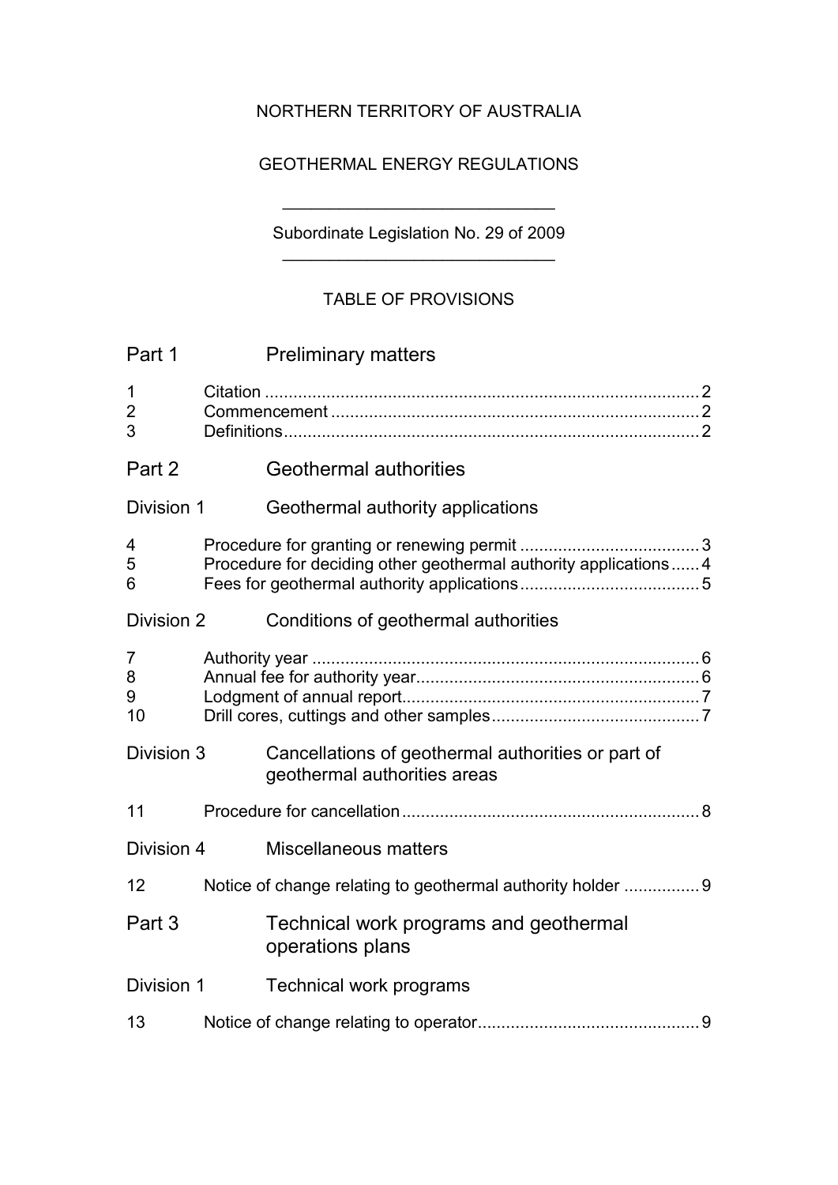NORTHERN TERRITORY OF AUSTRALIA

GEOTHERMAL ENERGY REGULATIONS

---

Subordinate Legislation No. 29 of 2009

---

TABLE OF PROVISIONS

## Part 1 Preliminary matters

1 Citation ........ 2
2 Commencement ........ 2
3 Definitions ........ 2

## Part 2 Geothermal authorities

### Division 1 Geothermal authority applications

4 Procedure for granting or renewing permit ........ 3
5 Procedure for deciding other geothermal authority applications ........ 4
6 Fees for geothermal authority applications ........ 5

### Division 2 Conditions of geothermal authorities

7 Authority year ........ 6
8 Annual fee for authority year ........ 6
9 Lodgment of annual report ........ 7
10 Drill cores, cuttings and other samples ........ 7

### Division 3 Cancellations of geothermal authorities or part of geothermal authorities areas

11 Procedure for cancellation ........ 8

### Division 4 Miscellaneous matters

12 Notice of change relating to geothermal authority holder ........ 9

## Part 3 Technical work programs and geothermal operations plans

### Division 1 Technical work programs

13 Notice of change relating to operator ........ 9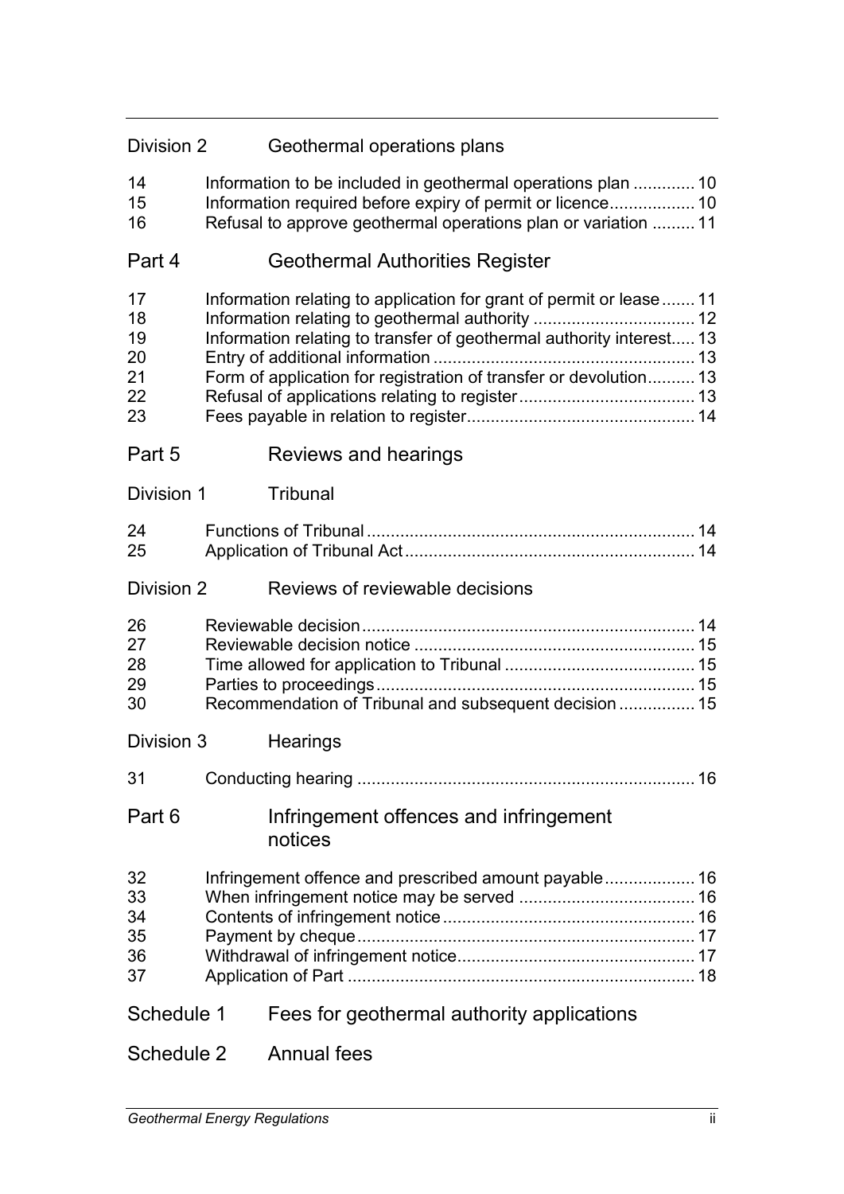Division 2 Geothermal operations plans

14 Information to be included in geothermal operations plan ............. 10
15 Information required before expiry of permit or licence.................. 10
16 Refusal to approve geothermal operations plan or variation ......... 11

Part 4 Geothermal Authorities Register

17 Information relating to application for grant of permit or lease....... 11
18 Information relating to geothermal authority .................................. 12
19 Information relating to transfer of geothermal authority interest..... 13
20 Entry of additional information ...................................................... 13
21 Form of application for registration of transfer or devolution.......... 13
22 Refusal of applications relating to register..................................... 13
23 Fees payable in relation to register................................................ 14

Part 5 Reviews and hearings

Division 1 Tribunal

24 Functions of Tribunal ..................................................................... 14
25 Application of Tribunal Act............................................................. 14

Division 2 Reviews of reviewable decisions

26 Reviewable decision...................................................................... 14
27 Reviewable decision notice ........................................................... 15
28 Time allowed for application to Tribunal ........................................ 15
29 Parties to proceedings................................................................... 15
30 Recommendation of Tribunal and subsequent decision ................ 15

Division 3 Hearings

31 Conducting hearing ....................................................................... 16

Part 6 Infringement offences and infringement notices

32 Infringement offence and prescribed amount payable................... 16
33 When infringement notice may be served ..................................... 16
34 Contents of infringement notice..................................................... 16
35 Payment by cheque....................................................................... 17
36 Withdrawal of infringement notice.................................................. 17
37 Application of Part ......................................................................... 18

Schedule 1 Fees for geothermal authority applications

Schedule 2 Annual fees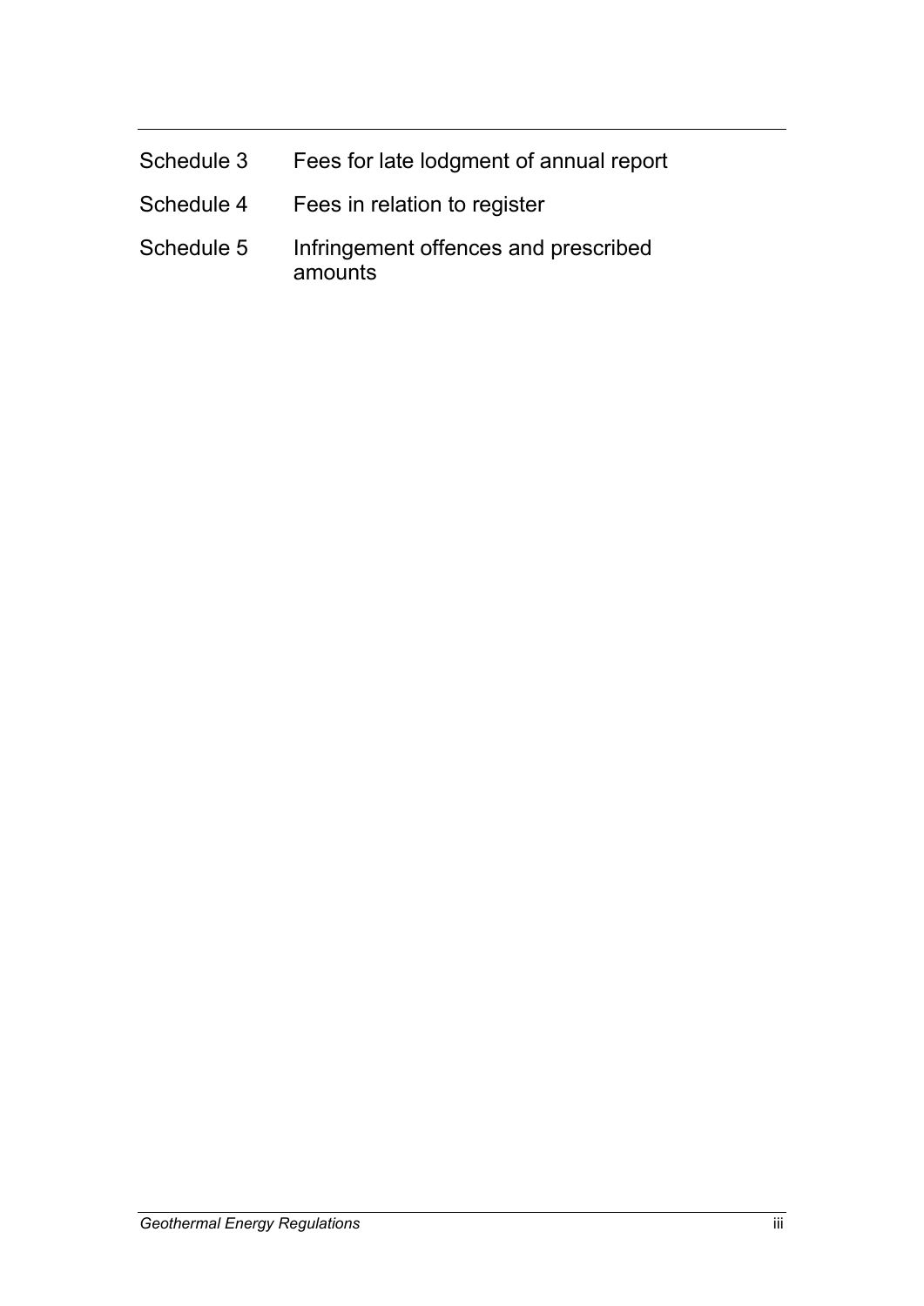| | |
|---|---|
| Schedule 3 | Fees for late lodgment of annual report |
| Schedule 4 | Fees in relation to register |
| Schedule 5 | Infringement offences and prescribed amounts |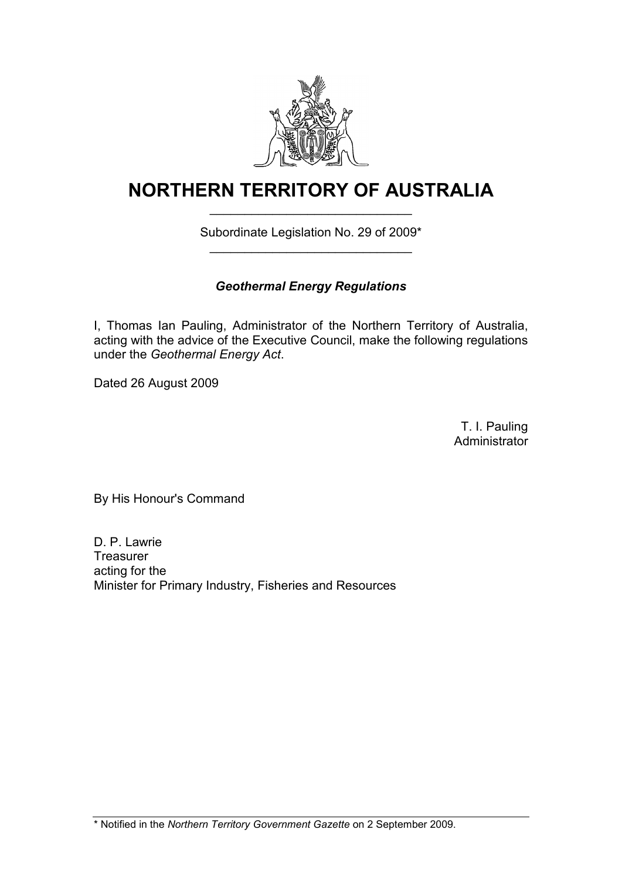# NORTHERN TERRITORY OF AUSTRALIA

Subordinate Legislation No. 29 of 2009*

### *Geothermal Energy Regulations*

I, Thomas Ian Pauling, Administrator of the Northern Territory of Australia, acting with the advice of the Executive Council, make the following regulations under the *Geothermal Energy Act*.

Dated 26 August 2009

T. I. Pauling
Administrator

By His Honour's Command

D. P. Lawrie
Treasurer
acting for the
Minister for Primary Industry, Fisheries and Resources

* Notified in the *Northern Territory Government Gazette* on 2 September 2009.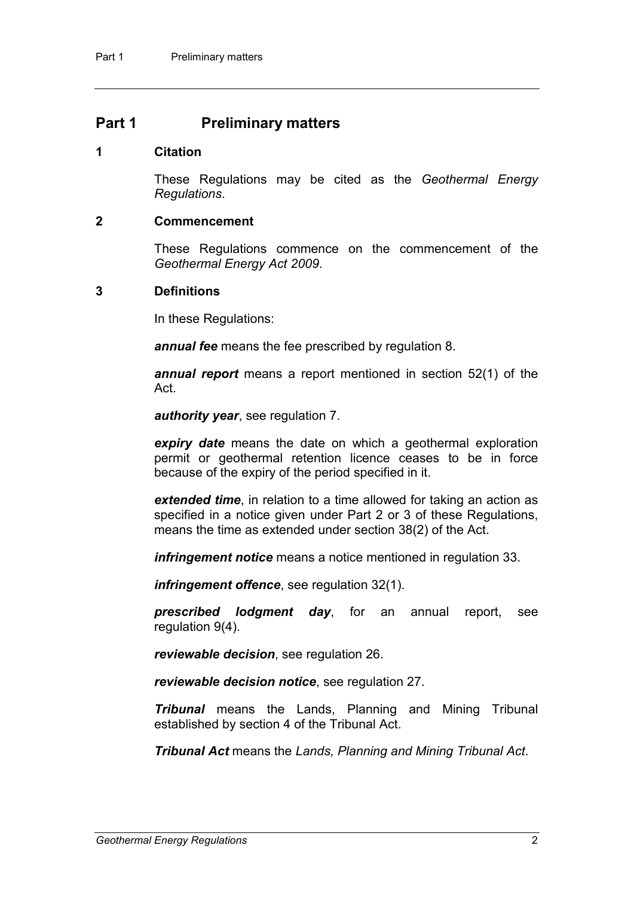# Part 1 Preliminary matters

## 1 Citation

These Regulations may be cited as the *Geothermal Energy Regulations*.

## 2 Commencement

These Regulations commence on the commencement of the *Geothermal Energy Act 2009*.

## 3 Definitions

In these Regulations:

***annual fee*** means the fee prescribed by regulation 8.

***annual report*** means a report mentioned in section 52(1) of the Act.

***authority year***, see regulation 7.

***expiry date*** means the date on which a geothermal exploration permit or geothermal retention licence ceases to be in force because of the expiry of the period specified in it.

***extended time***, in relation to a time allowed for taking an action as specified in a notice given under Part 2 or 3 of these Regulations, means the time as extended under section 38(2) of the Act.

***infringement notice*** means a notice mentioned in regulation 33.

***infringement offence***, see regulation 32(1).

***prescribed lodgment day***, for an annual report, see regulation 9(4).

***reviewable decision***, see regulation 26.

***reviewable decision notice***, see regulation 27.

***Tribunal*** means the Lands, Planning and Mining Tribunal established by section 4 of the Tribunal Act.

***Tribunal Act*** means the *Lands, Planning and Mining Tribunal Act*.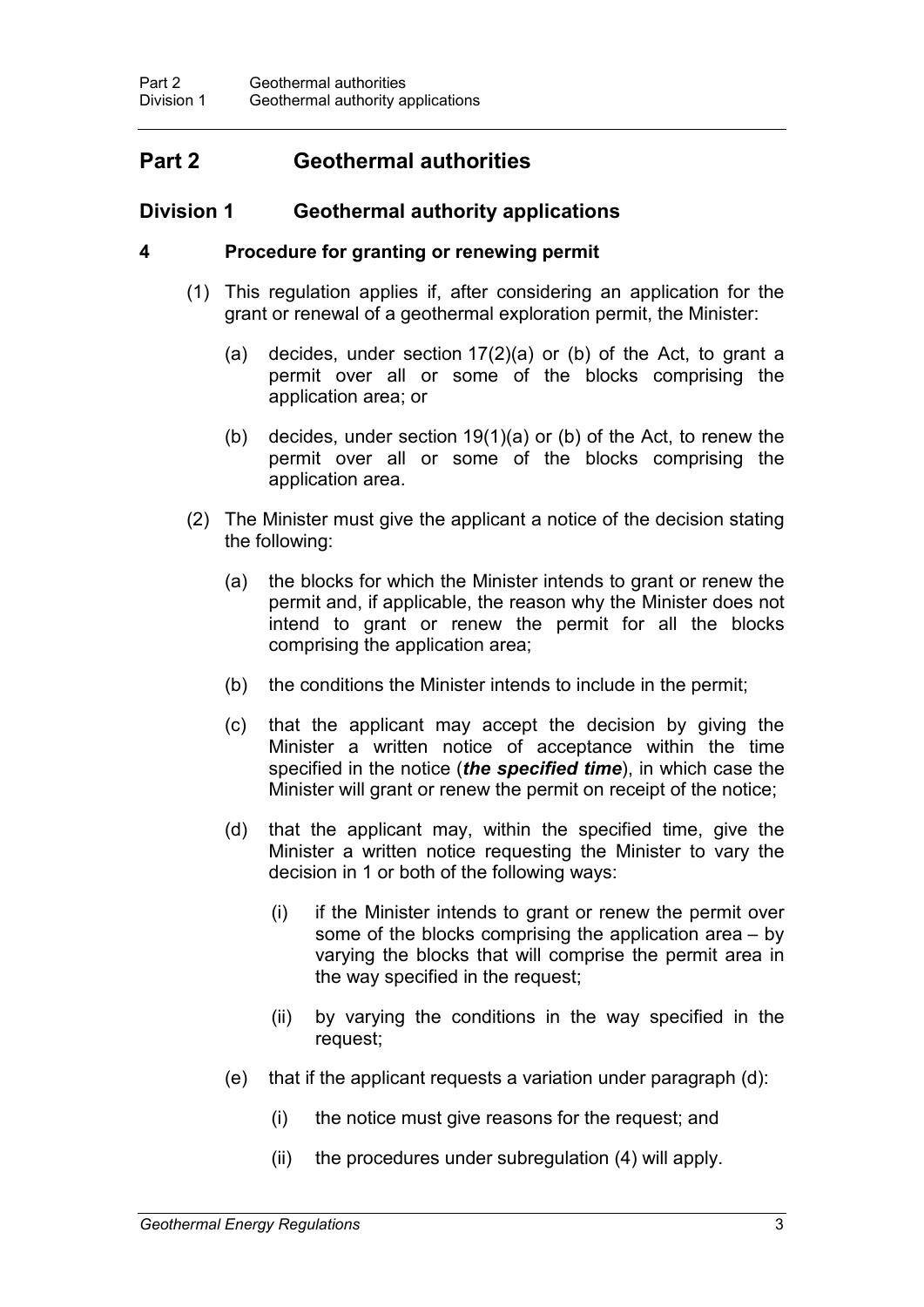# Part 2 Geothermal authorities

## Division 1 Geothermal authority applications

### 4 Procedure for granting or renewing permit

(1) This regulation applies if, after considering an application for the grant or renewal of a geothermal exploration permit, the Minister:

(a) decides, under section 17(2)(a) or (b) of the Act, to grant a permit over all or some of the blocks comprising the application area; or

(b) decides, under section 19(1)(a) or (b) of the Act, to renew the permit over all or some of the blocks comprising the application area.

(2) The Minister must give the applicant a notice of the decision stating the following:

(a) the blocks for which the Minister intends to grant or renew the permit and, if applicable, the reason why the Minister does not intend to grant or renew the permit for all the blocks comprising the application area;

(b) the conditions the Minister intends to include in the permit;

(c) that the applicant may accept the decision by giving the Minister a written notice of acceptance within the time specified in the notice (***the specified time***), in which case the Minister will grant or renew the permit on receipt of the notice;

(d) that the applicant may, within the specified time, give the Minister a written notice requesting the Minister to vary the decision in 1 or both of the following ways:

(i) if the Minister intends to grant or renew the permit over some of the blocks comprising the application area – by varying the blocks that will comprise the permit area in the way specified in the request;

(ii) by varying the conditions in the way specified in the request;

(e) that if the applicant requests a variation under paragraph (d):

(i) the notice must give reasons for the request; and

(ii) the procedures under subregulation (4) will apply.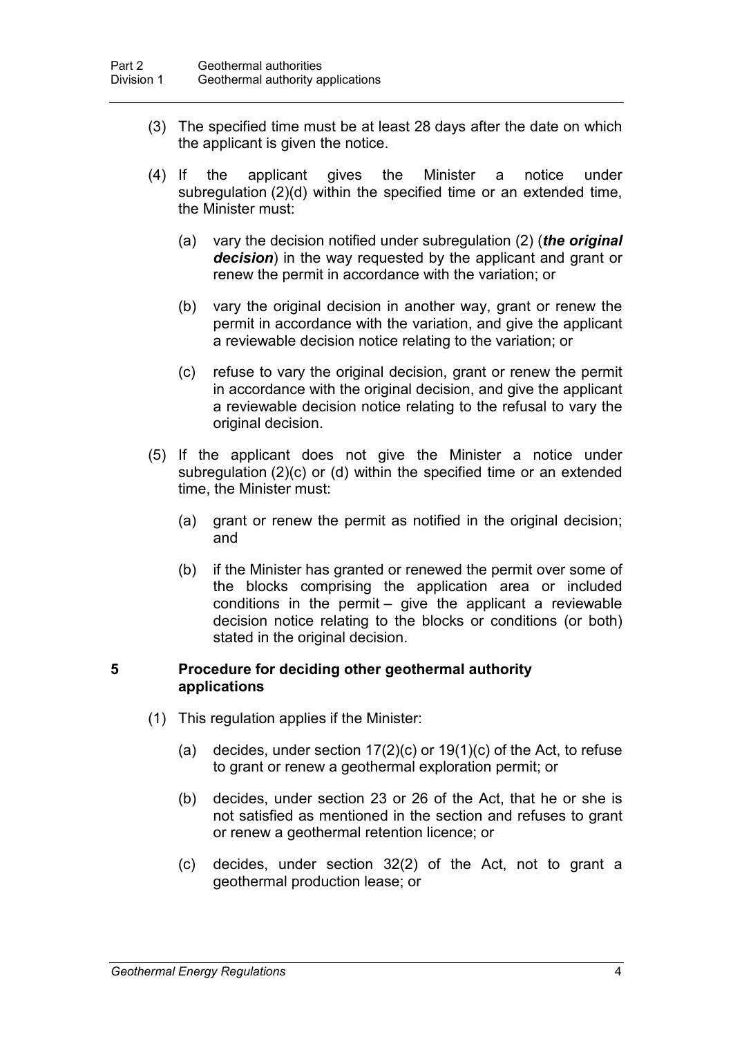(3) The specified time must be at least 28 days after the date on which the applicant is given the notice.

(4) If the applicant gives the Minister a notice under subregulation (2)(d) within the specified time or an extended time, the Minister must:

(a) vary the decision notified under subregulation (2) (***the original decision***) in the way requested by the applicant and grant or renew the permit in accordance with the variation; or

(b) vary the original decision in another way, grant or renew the permit in accordance with the variation, and give the applicant a reviewable decision notice relating to the variation; or

(c) refuse to vary the original decision, grant or renew the permit in accordance with the original decision, and give the applicant a reviewable decision notice relating to the refusal to vary the original decision.

(5) If the applicant does not give the Minister a notice under subregulation (2)(c) or (d) within the specified time or an extended time, the Minister must:

(a) grant or renew the permit as notified in the original decision; and

(b) if the Minister has granted or renewed the permit over some of the blocks comprising the application area or included conditions in the permit – give the applicant a reviewable decision notice relating to the blocks or conditions (or both) stated in the original decision.

### 5 Procedure for deciding other geothermal authority applications

(1) This regulation applies if the Minister:

(a) decides, under section 17(2)(c) or 19(1)(c) of the Act, to refuse to grant or renew a geothermal exploration permit; or

(b) decides, under section 23 or 26 of the Act, that he or she is not satisfied as mentioned in the section and refuses to grant or renew a geothermal retention licence; or

(c) decides, under section 32(2) of the Act, not to grant a geothermal production lease; or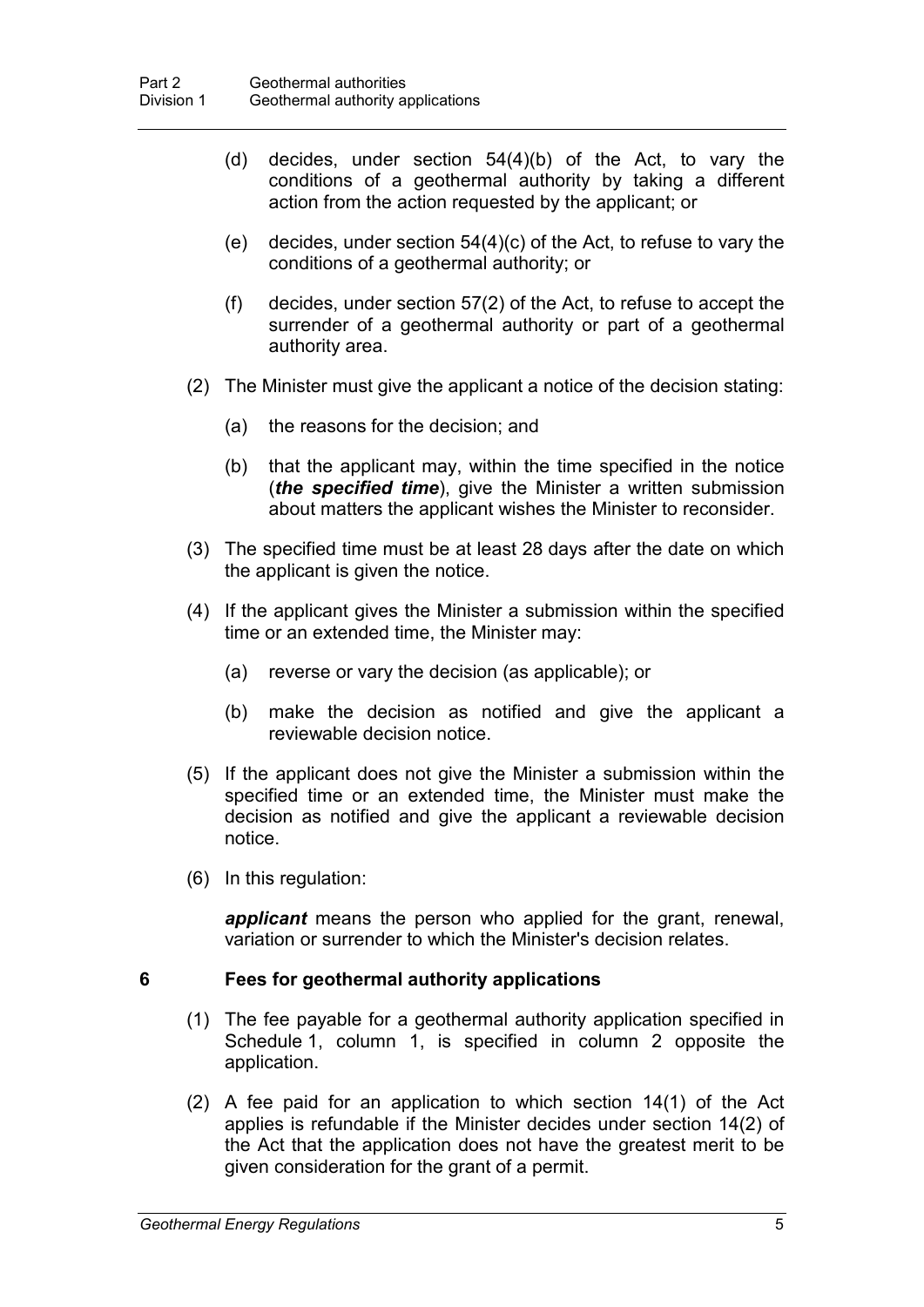(d) decides, under section 54(4)(b) of the Act, to vary the conditions of a geothermal authority by taking a different action from the action requested by the applicant; or

(e) decides, under section 54(4)(c) of the Act, to refuse to vary the conditions of a geothermal authority; or

(f) decides, under section 57(2) of the Act, to refuse to accept the surrender of a geothermal authority or part of a geothermal authority area.

(2) The Minister must give the applicant a notice of the decision stating:

(a) the reasons for the decision; and

(b) that the applicant may, within the time specified in the notice (***the specified time***), give the Minister a written submission about matters the applicant wishes the Minister to reconsider.

(3) The specified time must be at least 28 days after the date on which the applicant is given the notice.

(4) If the applicant gives the Minister a submission within the specified time or an extended time, the Minister may:

(a) reverse or vary the decision (as applicable); or

(b) make the decision as notified and give the applicant a reviewable decision notice.

(5) If the applicant does not give the Minister a submission within the specified time or an extended time, the Minister must make the decision as notified and give the applicant a reviewable decision notice.

(6) In this regulation:

***applicant*** means the person who applied for the grant, renewal, variation or surrender to which the Minister's decision relates.

## 6 Fees for geothermal authority applications

(1) The fee payable for a geothermal authority application specified in Schedule 1, column 1, is specified in column 2 opposite the application.

(2) A fee paid for an application to which section 14(1) of the Act applies is refundable if the Minister decides under section 14(2) of the Act that the application does not have the greatest merit to be given consideration for the grant of a permit.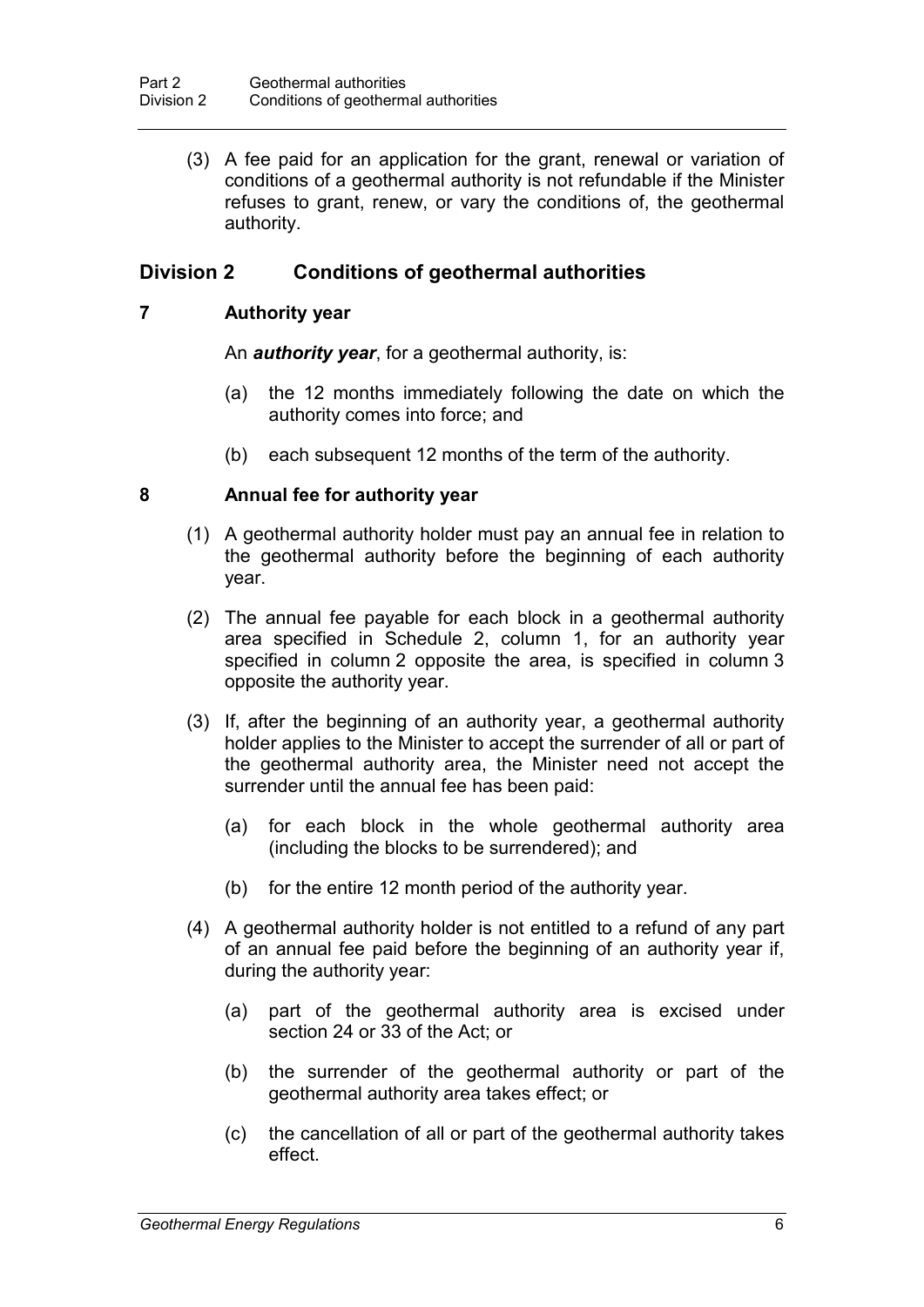(3) A fee paid for an application for the grant, renewal or variation of conditions of a geothermal authority is not refundable if the Minister refuses to grant, renew, or vary the conditions of, the geothermal authority.

## Division 2 Conditions of geothermal authorities

### 7 Authority year

An ***authority year***, for a geothermal authority, is:

(a) the 12 months immediately following the date on which the authority comes into force; and

(b) each subsequent 12 months of the term of the authority.

### 8 Annual fee for authority year

(1) A geothermal authority holder must pay an annual fee in relation to the geothermal authority before the beginning of each authority year.

(2) The annual fee payable for each block in a geothermal authority area specified in Schedule 2, column 1, for an authority year specified in column 2 opposite the area, is specified in column 3 opposite the authority year.

(3) If, after the beginning of an authority year, a geothermal authority holder applies to the Minister to accept the surrender of all or part of the geothermal authority area, the Minister need not accept the surrender until the annual fee has been paid:

(a) for each block in the whole geothermal authority area (including the blocks to be surrendered); and

(b) for the entire 12 month period of the authority year.

(4) A geothermal authority holder is not entitled to a refund of any part of an annual fee paid before the beginning of an authority year if, during the authority year:

(a) part of the geothermal authority area is excised under section 24 or 33 of the Act; or

(b) the surrender of the geothermal authority or part of the geothermal authority area takes effect; or

(c) the cancellation of all or part of the geothermal authority takes effect.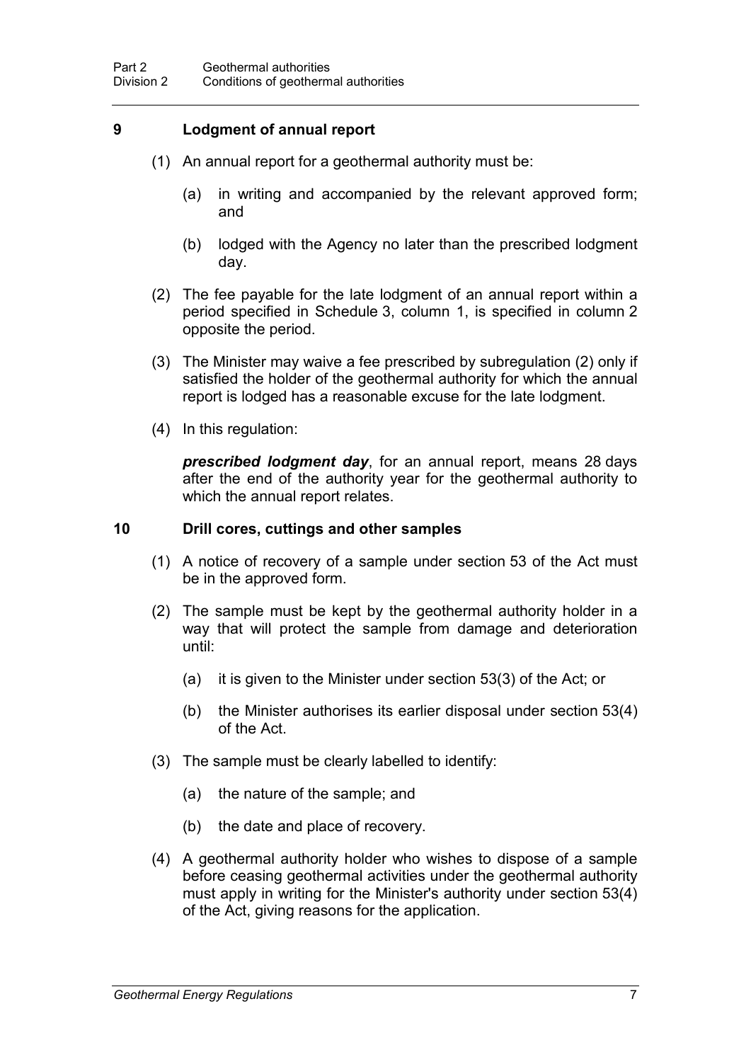## 9 Lodgment of annual report

(1) An annual report for a geothermal authority must be:

(a) in writing and accompanied by the relevant approved form; and

(b) lodged with the Agency no later than the prescribed lodgment day.

(2) The fee payable for the late lodgment of an annual report within a period specified in Schedule 3, column 1, is specified in column 2 opposite the period.

(3) The Minister may waive a fee prescribed by subregulation (2) only if satisfied the holder of the geothermal authority for which the annual report is lodged has a reasonable excuse for the late lodgment.

(4) In this regulation:

***prescribed lodgment day***, for an annual report, means 28 days after the end of the authority year for the geothermal authority to which the annual report relates.

## 10 Drill cores, cuttings and other samples

(1) A notice of recovery of a sample under section 53 of the Act must be in the approved form.

(2) The sample must be kept by the geothermal authority holder in a way that will protect the sample from damage and deterioration until:

(a) it is given to the Minister under section 53(3) of the Act; or

(b) the Minister authorises its earlier disposal under section 53(4) of the Act.

(3) The sample must be clearly labelled to identify:

(a) the nature of the sample; and

(b) the date and place of recovery.

(4) A geothermal authority holder who wishes to dispose of a sample before ceasing geothermal activities under the geothermal authority must apply in writing for the Minister's authority under section 53(4) of the Act, giving reasons for the application.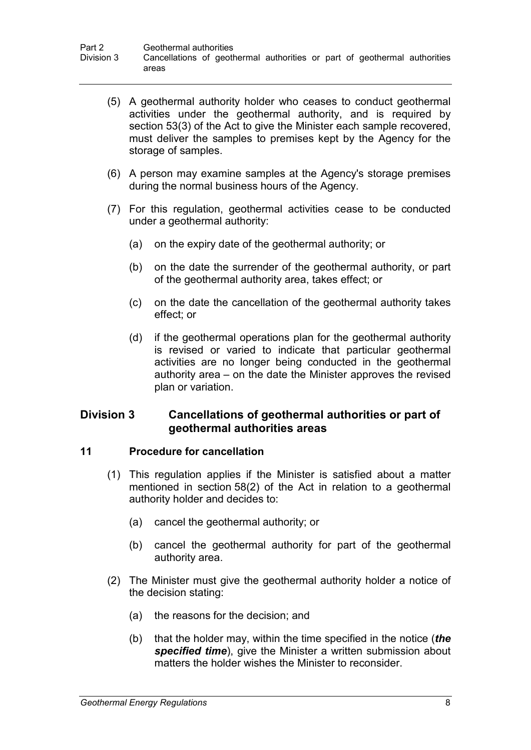(5) A geothermal authority holder who ceases to conduct geothermal activities under the geothermal authority, and is required by section 53(3) of the Act to give the Minister each sample recovered, must deliver the samples to premises kept by the Agency for the storage of samples.

(6) A person may examine samples at the Agency's storage premises during the normal business hours of the Agency.

(7) For this regulation, geothermal activities cease to be conducted under a geothermal authority:

(a) on the expiry date of the geothermal authority; or

(b) on the date the surrender of the geothermal authority, or part of the geothermal authority area, takes effect; or

(c) on the date the cancellation of the geothermal authority takes effect; or

(d) if the geothermal operations plan for the geothermal authority is revised or varied to indicate that particular geothermal activities are no longer being conducted in the geothermal authority area – on the date the Minister approves the revised plan or variation.

## Division 3 Cancellations of geothermal authorities or part of geothermal authorities areas

### 11 Procedure for cancellation

(1) This regulation applies if the Minister is satisfied about a matter mentioned in section 58(2) of the Act in relation to a geothermal authority holder and decides to:

(a) cancel the geothermal authority; or

(b) cancel the geothermal authority for part of the geothermal authority area.

(2) The Minister must give the geothermal authority holder a notice of the decision stating:

(a) the reasons for the decision; and

(b) that the holder may, within the time specified in the notice (***the specified time***), give the Minister a written submission about matters the holder wishes the Minister to reconsider.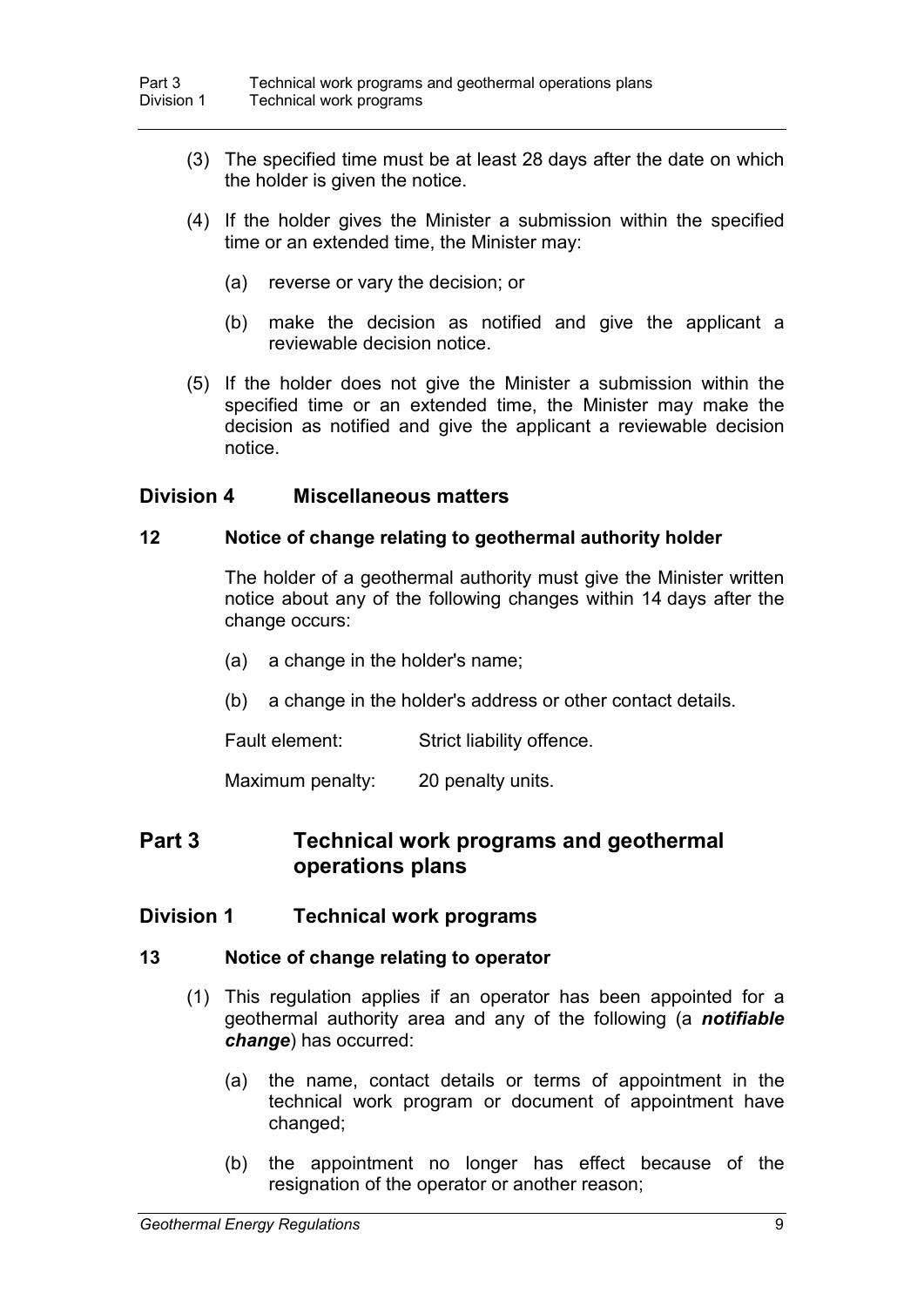(3) The specified time must be at least 28 days after the date on which the holder is given the notice.

(4) If the holder gives the Minister a submission within the specified time or an extended time, the Minister may:

(a) reverse or vary the decision; or

(b) make the decision as notified and give the applicant a reviewable decision notice.

(5) If the holder does not give the Minister a submission within the specified time or an extended time, the Minister may make the decision as notified and give the applicant a reviewable decision notice.

## Division 4 Miscellaneous matters

### 12 Notice of change relating to geothermal authority holder

The holder of a geothermal authority must give the Minister written notice about any of the following changes within 14 days after the change occurs:

(a) a change in the holder's name;

(b) a change in the holder's address or other contact details.

Fault element: Strict liability offence.

Maximum penalty: 20 penalty units.

# Part 3 Technical work programs and geothermal operations plans

## Division 1 Technical work programs

### 13 Notice of change relating to operator

(1) This regulation applies if an operator has been appointed for a geothermal authority area and any of the following (a ***notifiable change***) has occurred:

(a) the name, contact details or terms of appointment in the technical work program or document of appointment have changed;

(b) the appointment no longer has effect because of the resignation of the operator or another reason;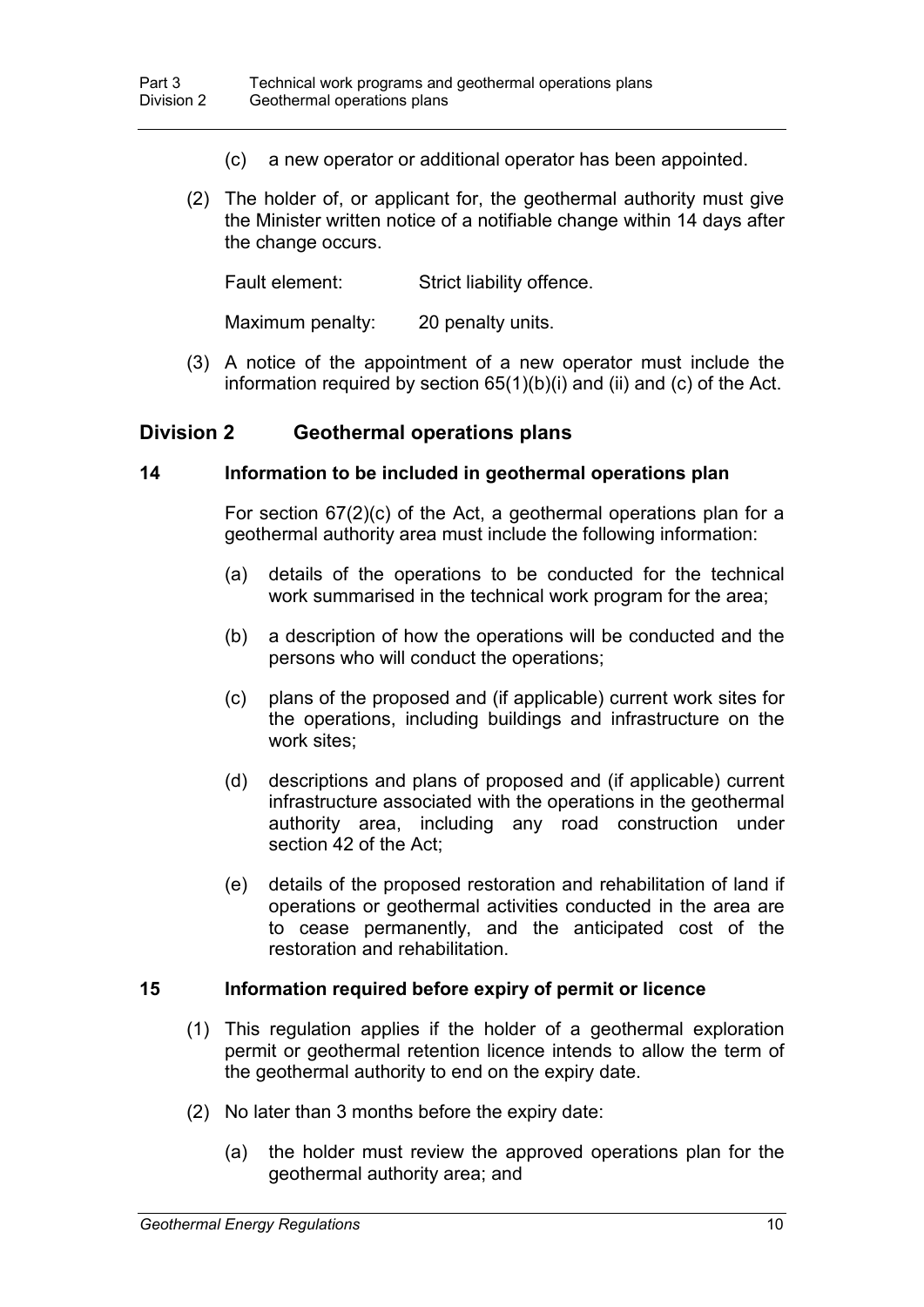(c) a new operator or additional operator has been appointed.

(2) The holder of, or applicant for, the geothermal authority must give the Minister written notice of a notifiable change within 14 days after the change occurs.

Fault element: Strict liability offence.

Maximum penalty: 20 penalty units.

(3) A notice of the appointment of a new operator must include the information required by section 65(1)(b)(i) and (ii) and (c) of the Act.

## Division 2 Geothermal operations plans

### 14 Information to be included in geothermal operations plan

For section 67(2)(c) of the Act, a geothermal operations plan for a geothermal authority area must include the following information:

(a) details of the operations to be conducted for the technical work summarised in the technical work program for the area;

(b) a description of how the operations will be conducted and the persons who will conduct the operations;

(c) plans of the proposed and (if applicable) current work sites for the operations, including buildings and infrastructure on the work sites;

(d) descriptions and plans of proposed and (if applicable) current infrastructure associated with the operations in the geothermal authority area, including any road construction under section 42 of the Act;

(e) details of the proposed restoration and rehabilitation of land if operations or geothermal activities conducted in the area are to cease permanently, and the anticipated cost of the restoration and rehabilitation.

### 15 Information required before expiry of permit or licence

(1) This regulation applies if the holder of a geothermal exploration permit or geothermal retention licence intends to allow the term of the geothermal authority to end on the expiry date.

(2) No later than 3 months before the expiry date:

(a) the holder must review the approved operations plan for the geothermal authority area; and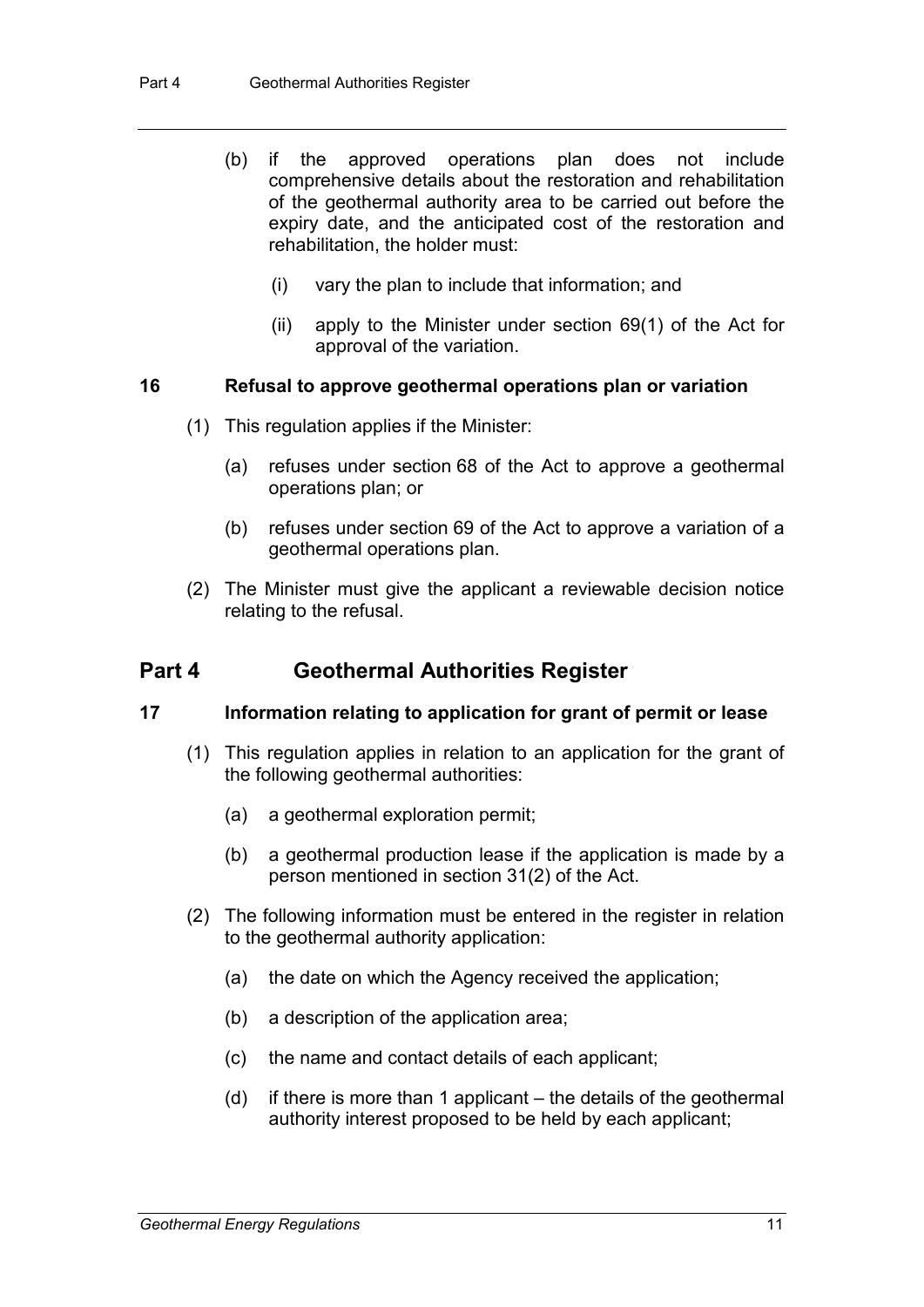(b) if the approved operations plan does not include comprehensive details about the restoration and rehabilitation of the geothermal authority area to be carried out before the expiry date, and the anticipated cost of the restoration and rehabilitation, the holder must:

  (i) vary the plan to include that information; and

  (ii) apply to the Minister under section 69(1) of the Act for approval of the variation.

### 16 Refusal to approve geothermal operations plan or variation

(1) This regulation applies if the Minister:

  (a) refuses under section 68 of the Act to approve a geothermal operations plan; or

  (b) refuses under section 69 of the Act to approve a variation of a geothermal operations plan.

(2) The Minister must give the applicant a reviewable decision notice relating to the refusal.

## Part 4 Geothermal Authorities Register

### 17 Information relating to application for grant of permit or lease

(1) This regulation applies in relation to an application for the grant of the following geothermal authorities:

  (a) a geothermal exploration permit;

  (b) a geothermal production lease if the application is made by a person mentioned in section 31(2) of the Act.

(2) The following information must be entered in the register in relation to the geothermal authority application:

  (a) the date on which the Agency received the application;

  (b) a description of the application area;

  (c) the name and contact details of each applicant;

  (d) if there is more than 1 applicant – the details of the geothermal authority interest proposed to be held by each applicant;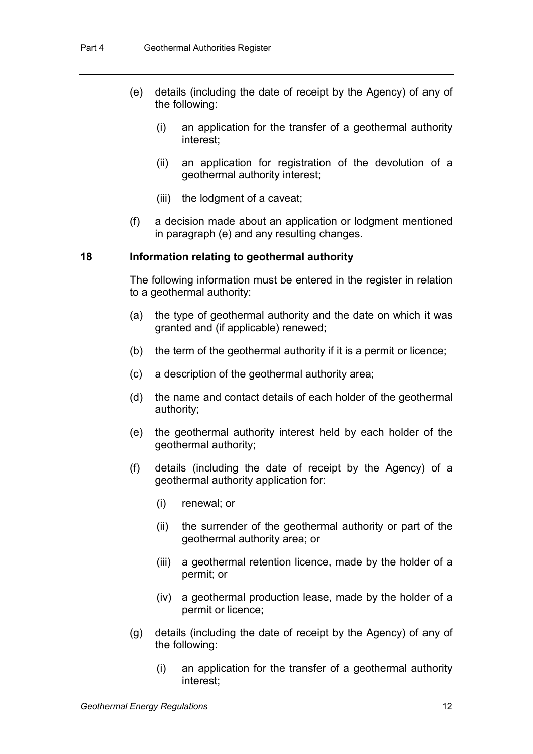(e) details (including the date of receipt by the Agency) of any of the following:

   (i) an application for the transfer of a geothermal authority interest;

   (ii) an application for registration of the devolution of a geothermal authority interest;

   (iii) the lodgment of a caveat;

(f) a decision made about an application or lodgment mentioned in paragraph (e) and any resulting changes.

### 18 Information relating to geothermal authority

The following information must be entered in the register in relation to a geothermal authority:

(a) the type of geothermal authority and the date on which it was granted and (if applicable) renewed;

(b) the term of the geothermal authority if it is a permit or licence;

(c) a description of the geothermal authority area;

(d) the name and contact details of each holder of the geothermal authority;

(e) the geothermal authority interest held by each holder of the geothermal authority;

(f) details (including the date of receipt by the Agency) of a geothermal authority application for:

   (i) renewal; or

   (ii) the surrender of the geothermal authority or part of the geothermal authority area; or

   (iii) a geothermal retention licence, made by the holder of a permit; or

   (iv) a geothermal production lease, made by the holder of a permit or licence;

(g) details (including the date of receipt by the Agency) of any of the following:

   (i) an application for the transfer of a geothermal authority interest;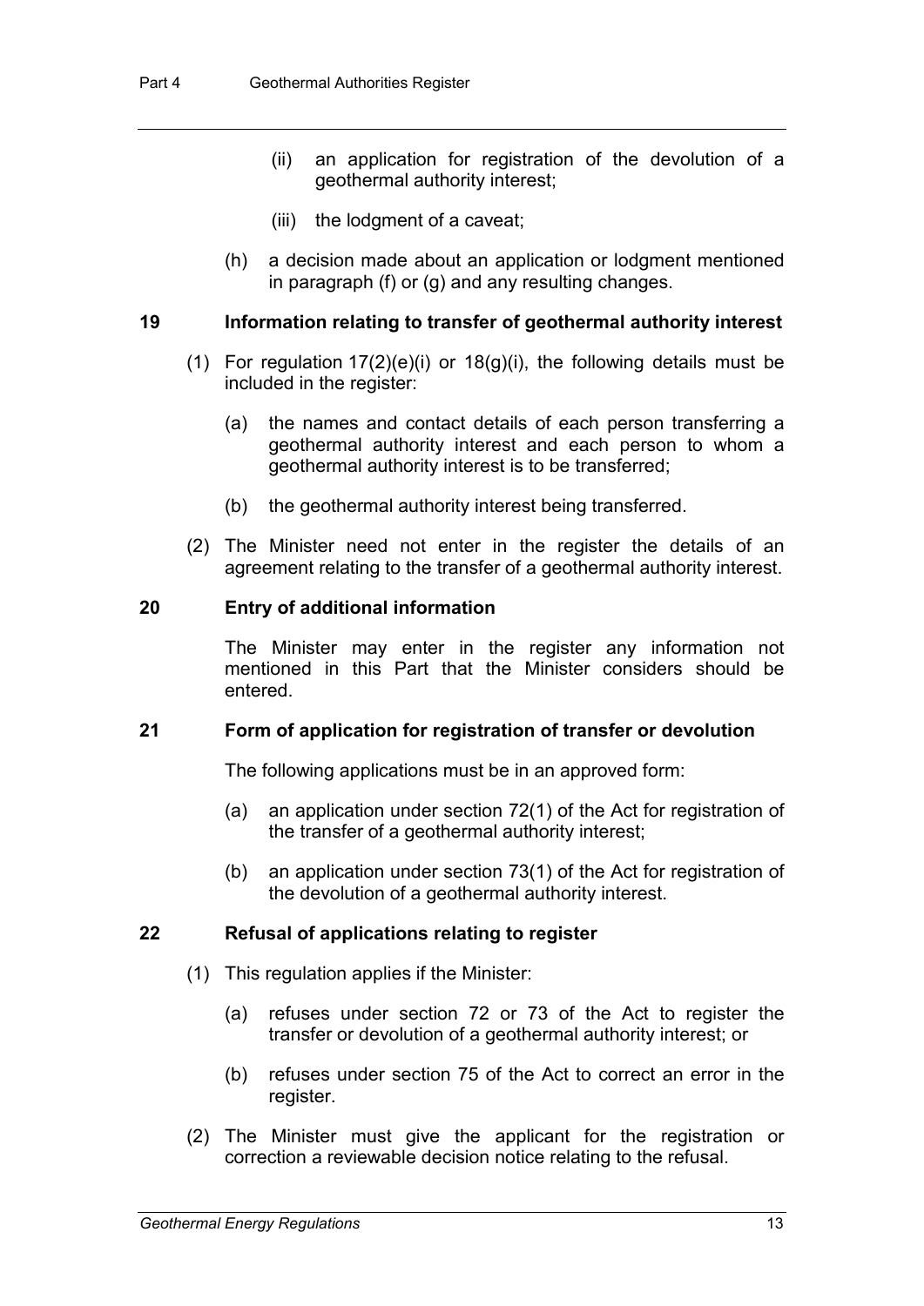(ii) an application for registration of the devolution of a geothermal authority interest;

(iii) the lodgment of a caveat;

(h) a decision made about an application or lodgment mentioned in paragraph (f) or (g) and any resulting changes.

### 19 Information relating to transfer of geothermal authority interest

(1) For regulation 17(2)(e)(i) or 18(g)(i), the following details must be included in the register:

(a) the names and contact details of each person transferring a geothermal authority interest and each person to whom a geothermal authority interest is to be transferred;

(b) the geothermal authority interest being transferred.

(2) The Minister need not enter in the register the details of an agreement relating to the transfer of a geothermal authority interest.

### 20 Entry of additional information

The Minister may enter in the register any information not mentioned in this Part that the Minister considers should be entered.

### 21 Form of application for registration of transfer or devolution

The following applications must be in an approved form:

(a) an application under section 72(1) of the Act for registration of the transfer of a geothermal authority interest;

(b) an application under section 73(1) of the Act for registration of the devolution of a geothermal authority interest.

### 22 Refusal of applications relating to register

(1) This regulation applies if the Minister:

(a) refuses under section 72 or 73 of the Act to register the transfer or devolution of a geothermal authority interest; or

(b) refuses under section 75 of the Act to correct an error in the register.

(2) The Minister must give the applicant for the registration or correction a reviewable decision notice relating to the refusal.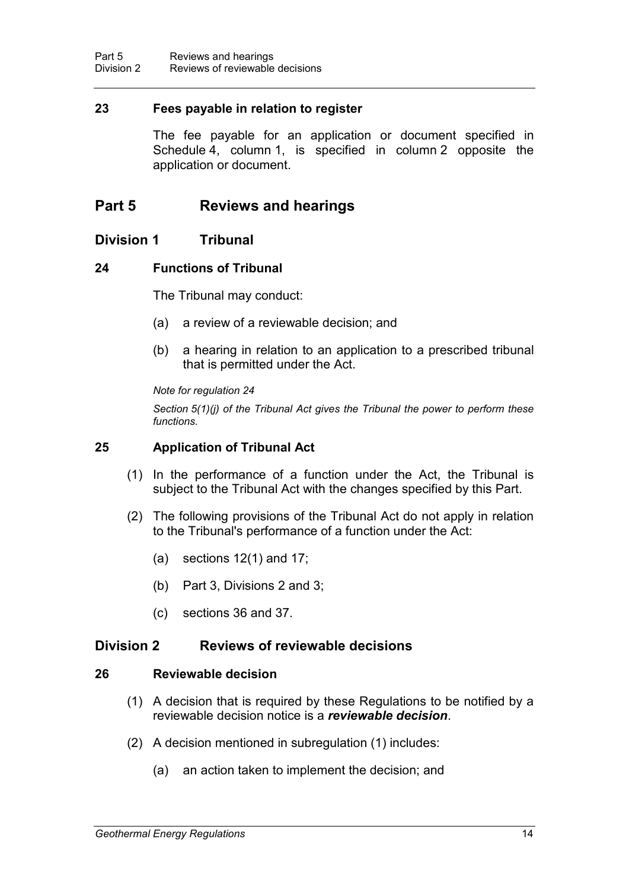### 23 Fees payable in relation to register

The fee payable for an application or document specified in Schedule 4, column 1, is specified in column 2 opposite the application or document.

# Part 5 Reviews and hearings

## Division 1 Tribunal

### 24 Functions of Tribunal

The Tribunal may conduct:

(a) a review of a reviewable decision; and

(b) a hearing in relation to an application to a prescribed tribunal that is permitted under the Act.

*Note for regulation 24*

*Section 5(1)(j) of the Tribunal Act gives the Tribunal the power to perform these functions.*

### 25 Application of Tribunal Act

(1) In the performance of a function under the Act, the Tribunal is subject to the Tribunal Act with the changes specified by this Part.

(2) The following provisions of the Tribunal Act do not apply in relation to the Tribunal's performance of a function under the Act:

(a) sections 12(1) and 17;

(b) Part 3, Divisions 2 and 3;

(c) sections 36 and 37.

## Division 2 Reviews of reviewable decisions

### 26 Reviewable decision

(1) A decision that is required by these Regulations to be notified by a reviewable decision notice is a ***reviewable decision***.

(2) A decision mentioned in subregulation (1) includes:

(a) an action taken to implement the decision; and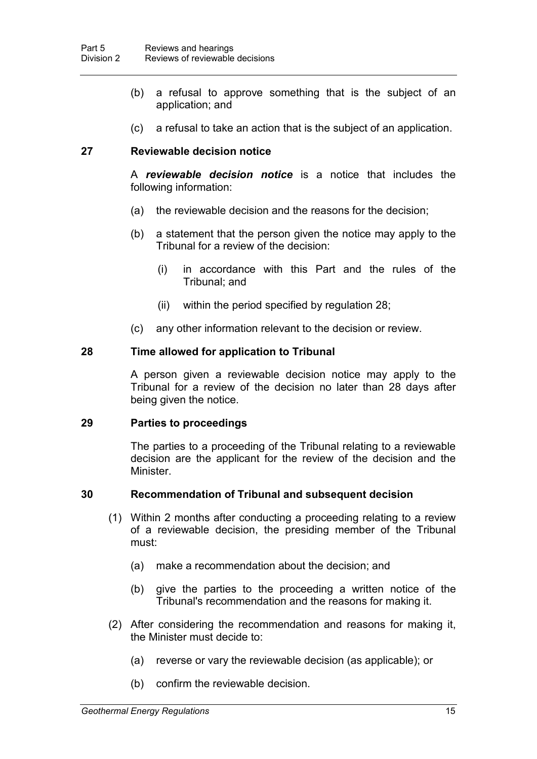(b) a refusal to approve something that is the subject of an application; and

(c) a refusal to take an action that is the subject of an application.

### 27 Reviewable decision notice

A ***reviewable decision notice*** is a notice that includes the following information:

(a) the reviewable decision and the reasons for the decision;

(b) a statement that the person given the notice may apply to the Tribunal for a review of the decision:

(i) in accordance with this Part and the rules of the Tribunal; and

(ii) within the period specified by regulation 28;

(c) any other information relevant to the decision or review.

### 28 Time allowed for application to Tribunal

A person given a reviewable decision notice may apply to the Tribunal for a review of the decision no later than 28 days after being given the notice.

### 29 Parties to proceedings

The parties to a proceeding of the Tribunal relating to a reviewable decision are the applicant for the review of the decision and the Minister.

### 30 Recommendation of Tribunal and subsequent decision

(1) Within 2 months after conducting a proceeding relating to a review of a reviewable decision, the presiding member of the Tribunal must:

(a) make a recommendation about the decision; and

(b) give the parties to the proceeding a written notice of the Tribunal's recommendation and the reasons for making it.

(2) After considering the recommendation and reasons for making it, the Minister must decide to:

(a) reverse or vary the reviewable decision (as applicable); or

(b) confirm the reviewable decision.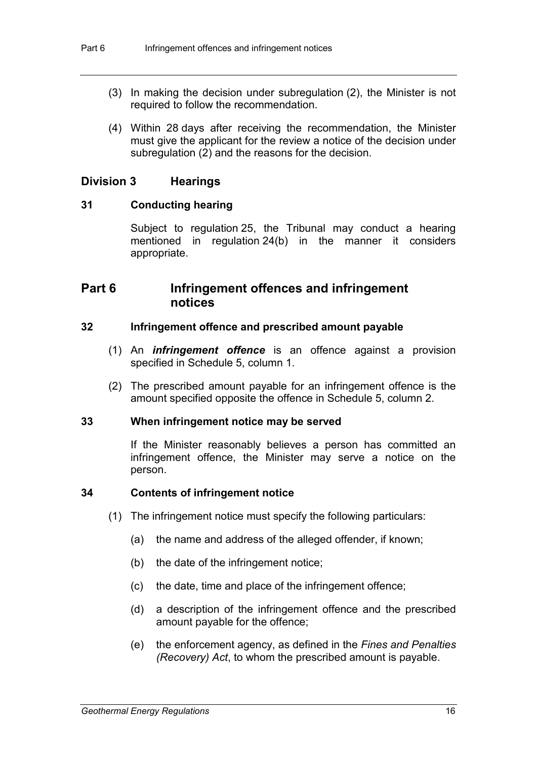(3) In making the decision under subregulation (2), the Minister is not required to follow the recommendation.

(4) Within 28 days after receiving the recommendation, the Minister must give the applicant for the review a notice of the decision under subregulation (2) and the reasons for the decision.

## Division 3 Hearings

### 31 Conducting hearing

Subject to regulation 25, the Tribunal may conduct a hearing mentioned in regulation 24(b) in the manner it considers appropriate.

# Part 6 Infringement offences and infringement notices

### 32 Infringement offence and prescribed amount payable

(1) An ***infringement offence*** is an offence against a provision specified in Schedule 5, column 1.

(2) The prescribed amount payable for an infringement offence is the amount specified opposite the offence in Schedule 5, column 2.

### 33 When infringement notice may be served

If the Minister reasonably believes a person has committed an infringement offence, the Minister may serve a notice on the person.

### 34 Contents of infringement notice

(1) The infringement notice must specify the following particulars:

(a) the name and address of the alleged offender, if known;

(b) the date of the infringement notice;

(c) the date, time and place of the infringement offence;

(d) a description of the infringement offence and the prescribed amount payable for the offence;

(e) the enforcement agency, as defined in the *Fines and Penalties (Recovery) Act*, to whom the prescribed amount is payable.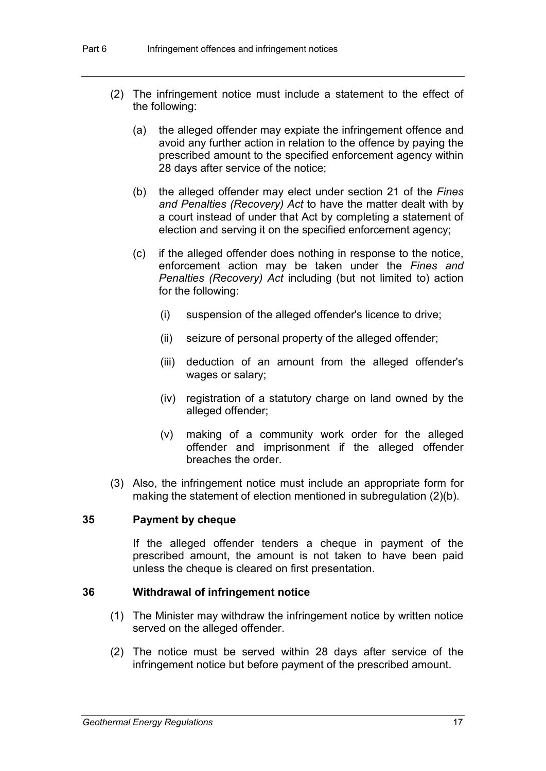(2) The infringement notice must include a statement to the effect of the following:

  (a) the alleged offender may expiate the infringement offence and avoid any further action in relation to the offence by paying the prescribed amount to the specified enforcement agency within 28 days after service of the notice;

  (b) the alleged offender may elect under section 21 of the *Fines and Penalties (Recovery) Act* to have the matter dealt with by a court instead of under that Act by completing a statement of election and serving it on the specified enforcement agency;

  (c) if the alleged offender does nothing in response to the notice, enforcement action may be taken under the *Fines and Penalties (Recovery) Act* including (but not limited to) action for the following:

    (i) suspension of the alleged offender's licence to drive;

    (ii) seizure of personal property of the alleged offender;

    (iii) deduction of an amount from the alleged offender's wages or salary;

    (iv) registration of a statutory charge on land owned by the alleged offender;

    (v) making of a community work order for the alleged offender and imprisonment if the alleged offender breaches the order.

(3) Also, the infringement notice must include an appropriate form for making the statement of election mentioned in subregulation (2)(b).

### 35 Payment by cheque

If the alleged offender tenders a cheque in payment of the prescribed amount, the amount is not taken to have been paid unless the cheque is cleared on first presentation.

### 36 Withdrawal of infringement notice

(1) The Minister may withdraw the infringement notice by written notice served on the alleged offender.

(2) The notice must be served within 28 days after service of the infringement notice but before payment of the prescribed amount.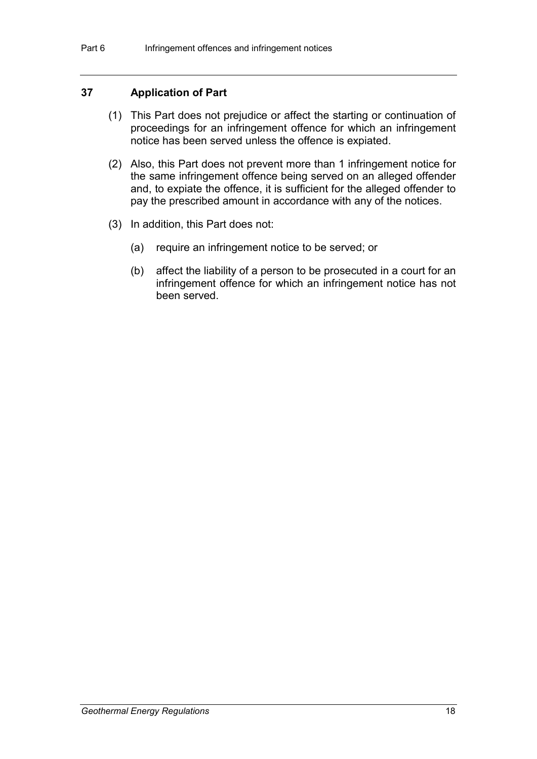### 37 Application of Part

(1) This Part does not prejudice or affect the starting or continuation of proceedings for an infringement offence for which an infringement notice has been served unless the offence is expiated.

(2) Also, this Part does not prevent more than 1 infringement notice for the same infringement offence being served on an alleged offender and, to expiate the offence, it is sufficient for the alleged offender to pay the prescribed amount in accordance with any of the notices.

(3) In addition, this Part does not:

(a) require an infringement notice to be served; or

(b) affect the liability of a person to be prosecuted in a court for an infringement offence for which an infringement notice has not been served.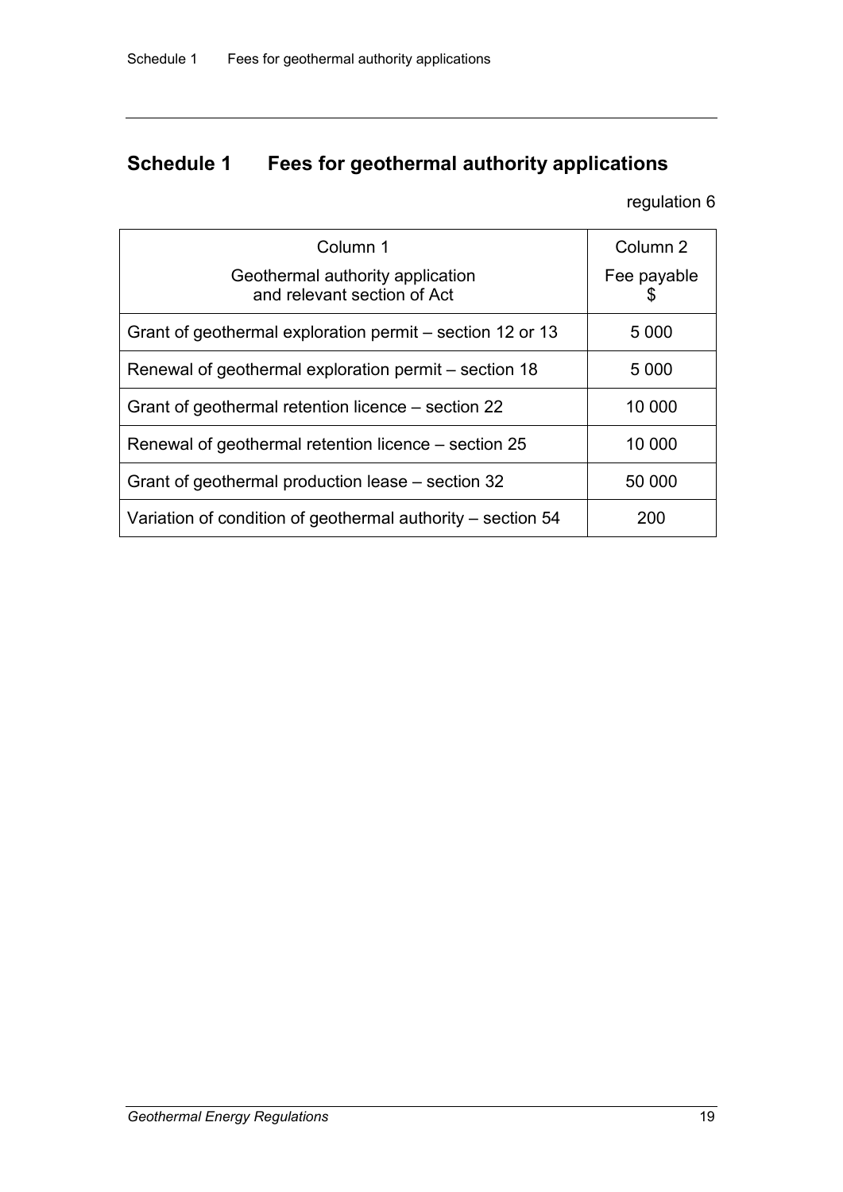## Schedule 1 Fees for geothermal authority applications

regulation 6

| Column 1<br>Geothermal authority application and relevant section of Act | Column 2<br>Fee payable<br>$ |
|---|---|
| Grant of geothermal exploration permit – section 12 or 13 | 5 000 |
| Renewal of geothermal exploration permit – section 18 | 5 000 |
| Grant of geothermal retention licence – section 22 | 10 000 |
| Renewal of geothermal retention licence – section 25 | 10 000 |
| Grant of geothermal production lease – section 32 | 50 000 |
| Variation of condition of geothermal authority – section 54 | 200 |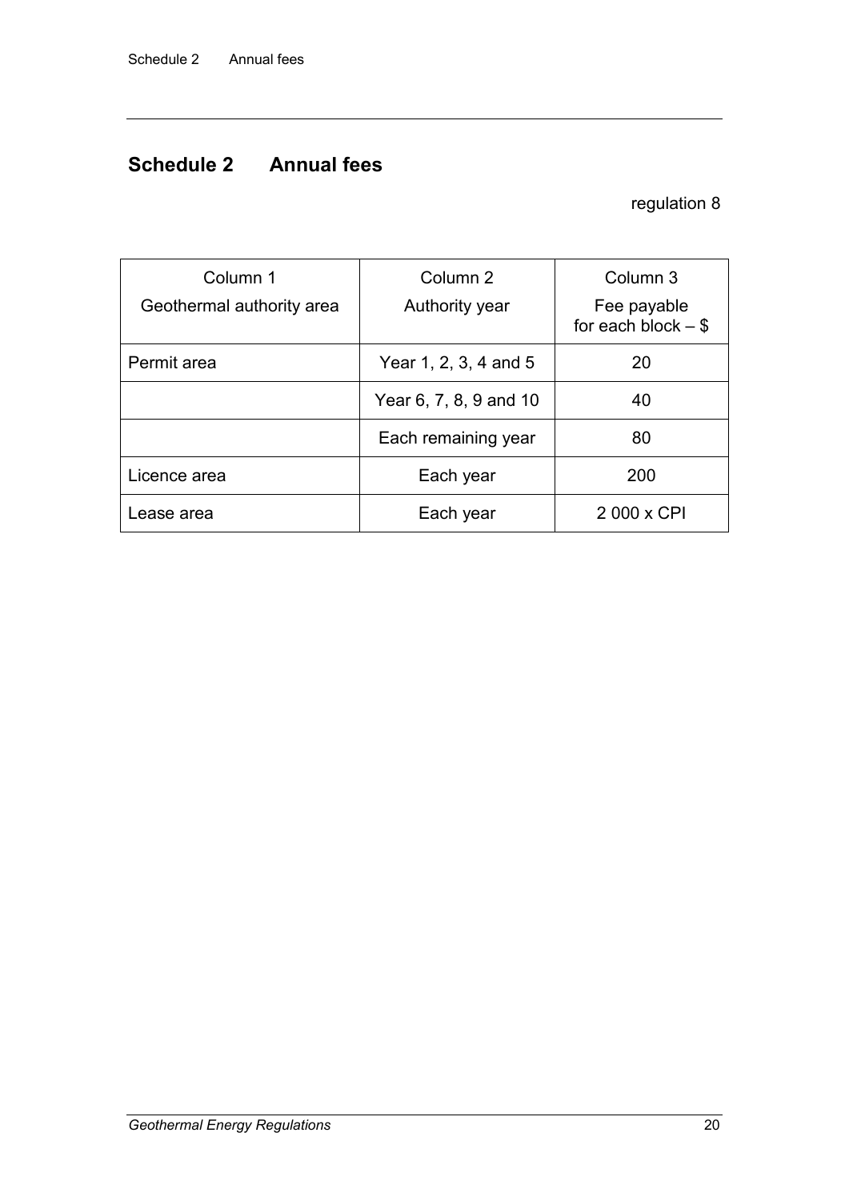# Schedule 2 Annual fees

regulation 8

| Column 1<br>Geothermal authority area | Column 2<br>Authority year | Column 3<br>Fee payable for each block – $ |
|---|---|---|
| Permit area | Year 1, 2, 3, 4 and 5 | 20 |
| | Year 6, 7, 8, 9 and 10 | 40 |
| | Each remaining year | 80 |
| Licence area | Each year | 200 |
| Lease area | Each year | 2 000 x CPI |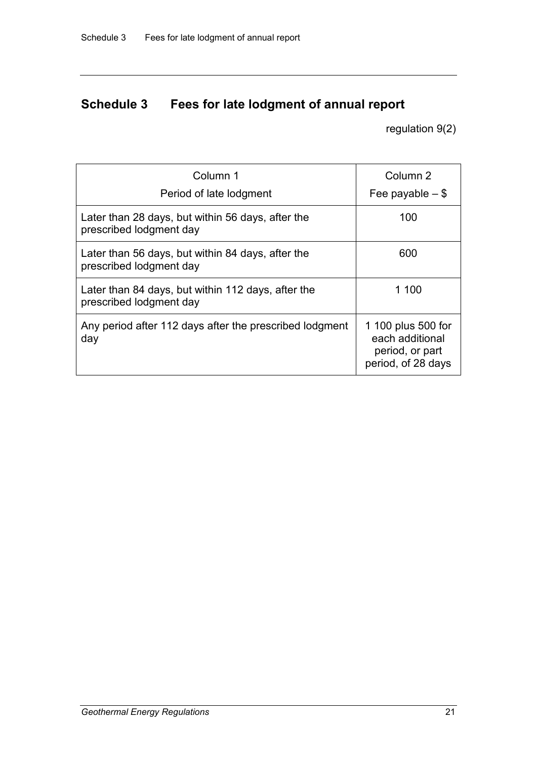## Schedule 3 Fees for late lodgment of annual report

regulation 9(2)

| Column 1<br>Period of late lodgment | Column 2<br>Fee payable – $ |
|---|---|
| Later than 28 days, but within 56 days, after the prescribed lodgment day | 100 |
| Later than 56 days, but within 84 days, after the prescribed lodgment day | 600 |
| Later than 84 days, but within 112 days, after the prescribed lodgment day | 1 100 |
| Any period after 112 days after the prescribed lodgment day | 1 100 plus 500 for each additional period, or part period, of 28 days |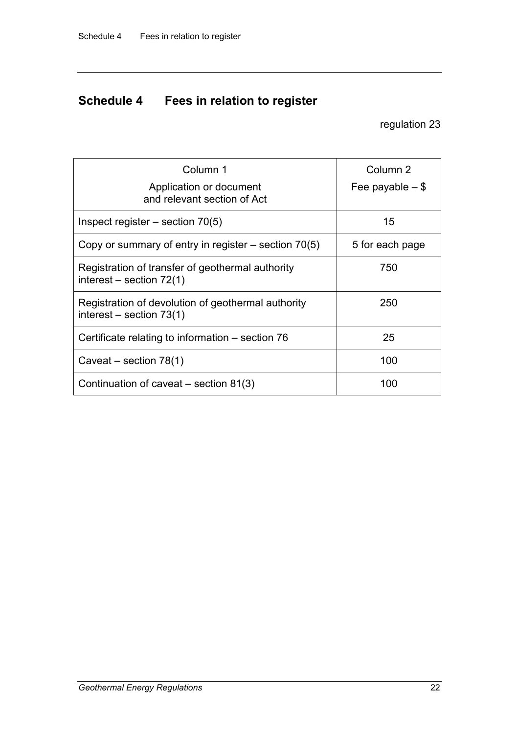# Schedule 4 Fees in relation to register

regulation 23

| Column 1<br>Application or document and relevant section of Act | Column 2<br>Fee payable – $ |
|---|---|
| Inspect register – section 70(5) | 15 |
| Copy or summary of entry in register – section 70(5) | 5 for each page |
| Registration of transfer of geothermal authority interest – section 72(1) | 750 |
| Registration of devolution of geothermal authority interest – section 73(1) | 250 |
| Certificate relating to information – section 76 | 25 |
| Caveat – section 78(1) | 100 |
| Continuation of caveat – section 81(3) | 100 |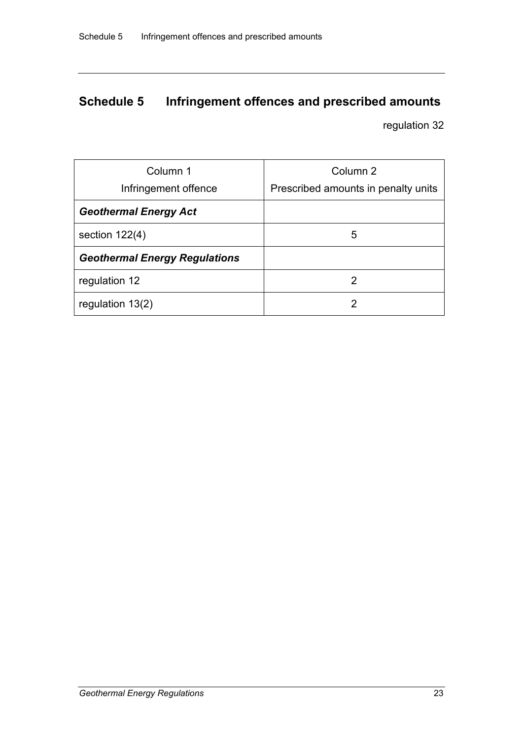## Schedule 5 Infringement offences and prescribed amounts

regulation 32

| Column 1<br>Infringement offence | Column 2<br>Prescribed amounts in penalty units |
|---|---|
| ***Geothermal Energy Act*** | |
| section 122(4) | 5 |
| ***Geothermal Energy Regulations*** | |
| regulation 12 | 2 |
| regulation 13(2) | 2 |